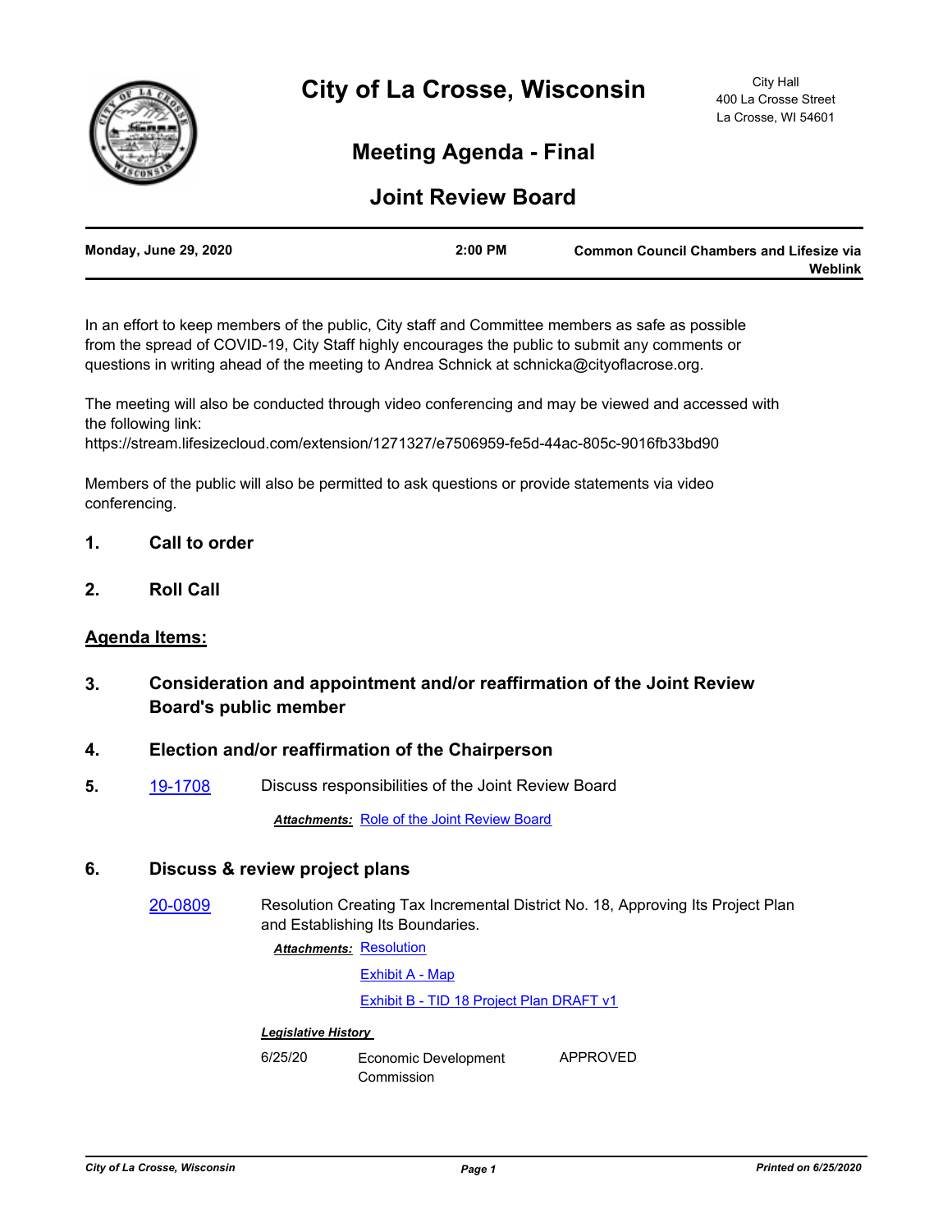# City of La Crosse, Wisconsin

City Hall
400 La Crosse Street
La Crosse, WI 54601

## Meeting Agenda - Final

## Joint Review Board

**Monday, June 29, 2020** | **2:00 PM** | **Common Council Chambers and Lifesize via Weblink**

In an effort to keep members of the public, City staff and Committee members as safe as possible from the spread of COVID-19, City Staff highly encourages the public to submit any comments or questions in writing ahead of the meeting to Andrea Schnick at schnicka@cityoflacrose.org.

The meeting will also be conducted through video conferencing and may be viewed and accessed with the following link:
https://stream.lifesizecloud.com/extension/1271327/e7506959-fe5d-44ac-805c-9016fb33bd90

Members of the public will also be permitted to ask questions or provide statements via video conferencing.

**1. Call to order**

**2. Roll Call**

**Agenda Items:**

**3. Consideration and appointment and/or reaffirmation of the Joint Review Board's public member**

**4. Election and/or reaffirmation of the Chairperson**

**5.** 19-1708 Discuss responsibilities of the Joint Review Board

***Attachments:*** Role of the Joint Review Board

**6. Discuss & review project plans**

20-0809 Resolution Creating Tax Incremental District No. 18, Approving Its Project Plan and Establishing Its Boundaries.

***Attachments:*** Resolution

Exhibit A - Map

Exhibit B - TID 18 Project Plan DRAFT v1

***Legislative History***

| | | |
|---|---|---|
| 6/25/20 | Economic Development Commission | APPROVED |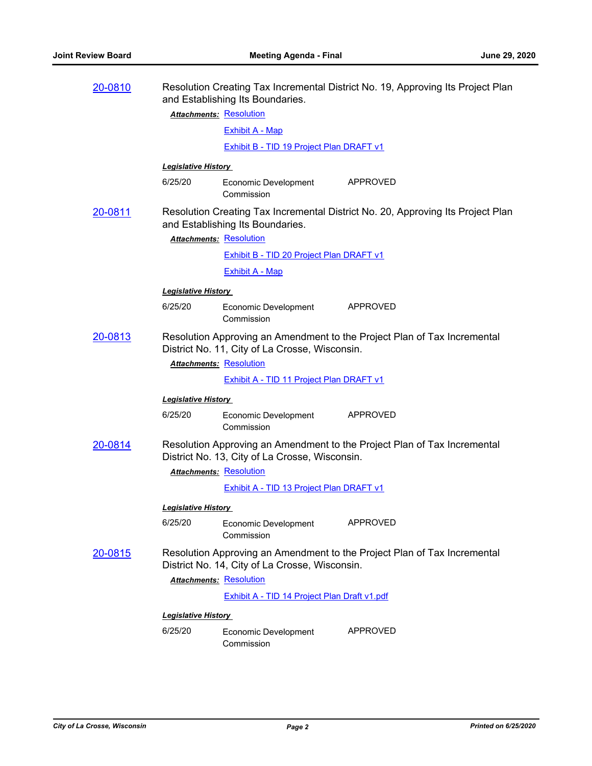**20-0810** Resolution Creating Tax Incremental District No. 19, Approving Its Project Plan and Establishing Its Boundaries.

***Attachments:*** Resolution

Exhibit A - Map

Exhibit B - TID 19 Project Plan DRAFT v1

***Legislative History***

| 6/25/20 | Economic Development Commission | APPROVED |
|---|---|---|

**20-0811** Resolution Creating Tax Incremental District No. 20, Approving Its Project Plan and Establishing Its Boundaries.

***Attachments:*** Resolution

Exhibit B - TID 20 Project Plan DRAFT v1

Exhibit A - Map

***Legislative History***

| 6/25/20 | Economic Development Commission | APPROVED |
|---|---|---|

**20-0813** Resolution Approving an Amendment to the Project Plan of Tax Incremental District No. 11, City of La Crosse, Wisconsin.

***Attachments:*** Resolution

Exhibit A - TID 11 Project Plan DRAFT v1

***Legislative History***

| 6/25/20 | Economic Development Commission | APPROVED |
|---|---|---|

**20-0814** Resolution Approving an Amendment to the Project Plan of Tax Incremental District No. 13, City of La Crosse, Wisconsin.

***Attachments:*** Resolution

Exhibit A - TID 13 Project Plan DRAFT v1

***Legislative History***

| 6/25/20 | Economic Development Commission | APPROVED |
|---|---|---|

**20-0815** Resolution Approving an Amendment to the Project Plan of Tax Incremental District No. 14, City of La Crosse, Wisconsin.

***Attachments:*** Resolution

Exhibit A - TID 14 Project Plan Draft v1.pdf

***Legislative History***

| 6/25/20 | Economic Development Commission | APPROVED |
|---|---|---|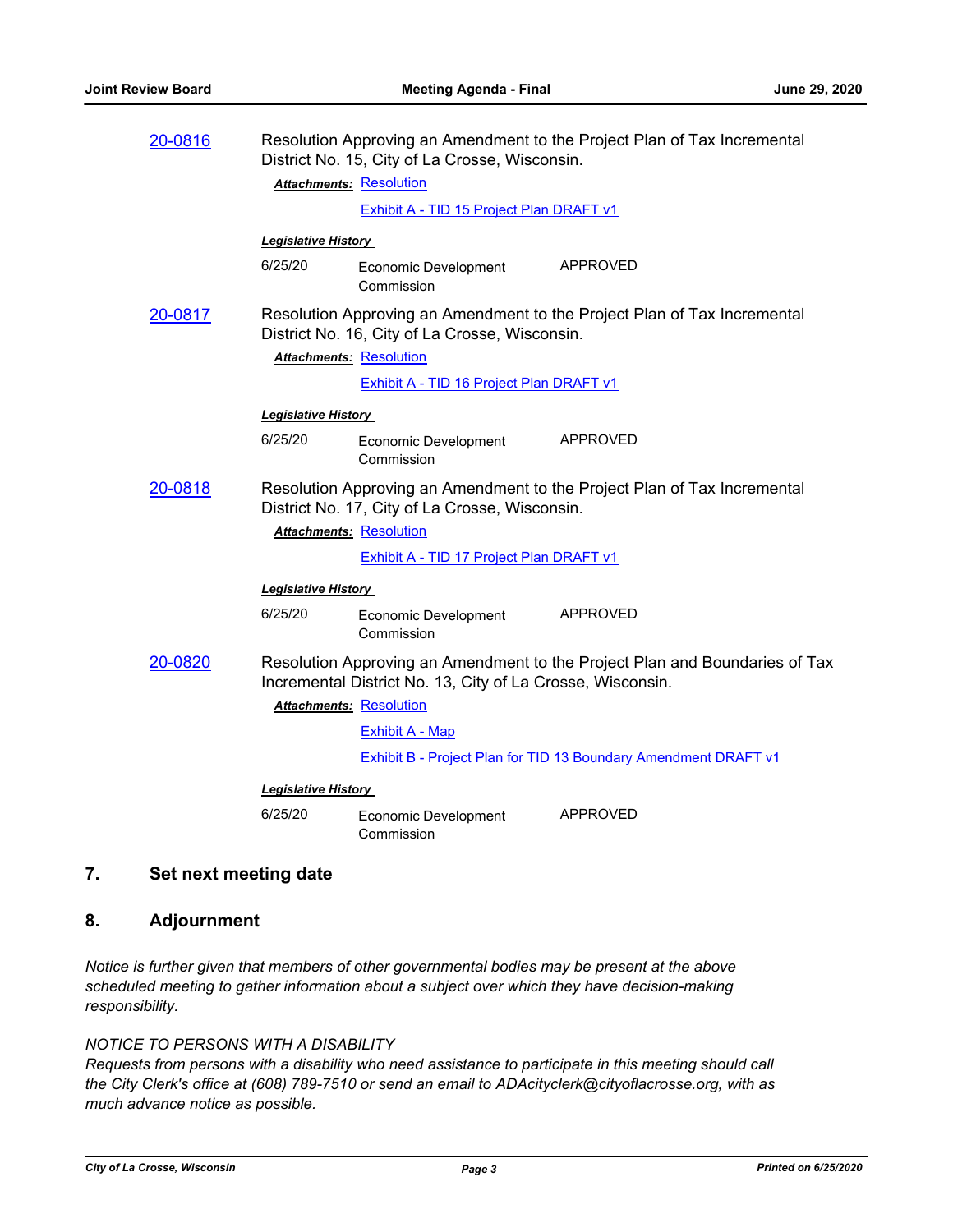**20-0816** Resolution Approving an Amendment to the Project Plan of Tax Incremental District No. 15, City of La Crosse, Wisconsin.

***Attachments:*** Resolution

Exhibit A - TID 15 Project Plan DRAFT v1

***Legislative History***

| | | |
|---|---|---|
| 6/25/20 | Economic Development Commission | APPROVED |

**20-0817** Resolution Approving an Amendment to the Project Plan of Tax Incremental District No. 16, City of La Crosse, Wisconsin.

***Attachments:*** Resolution

Exhibit A - TID 16 Project Plan DRAFT v1

***Legislative History***

| | | |
|---|---|---|
| 6/25/20 | Economic Development Commission | APPROVED |

**20-0818** Resolution Approving an Amendment to the Project Plan of Tax Incremental District No. 17, City of La Crosse, Wisconsin.

***Attachments:*** Resolution

Exhibit A - TID 17 Project Plan DRAFT v1

***Legislative History***

| | | |
|---|---|---|
| 6/25/20 | Economic Development Commission | APPROVED |

**20-0820** Resolution Approving an Amendment to the Project Plan and Boundaries of Tax Incremental District No. 13, City of La Crosse, Wisconsin.

***Attachments:*** Resolution

Exhibit A - Map

Exhibit B - Project Plan for TID 13 Boundary Amendment DRAFT v1

***Legislative History***

| | | |
|---|---|---|
| 6/25/20 | Economic Development Commission | APPROVED |

## 7. Set next meeting date

## 8. Adjournment

*Notice is further given that members of other governmental bodies may be present at the above scheduled meeting to gather information about a subject over which they have decision-making responsibility.*

*NOTICE TO PERSONS WITH A DISABILITY*
*Requests from persons with a disability who need assistance to participate in this meeting should call the City Clerk's office at (608) 789-7510 or send an email to ADAcityclerk@cityoflacrosse.org, with as much advance notice as possible.*